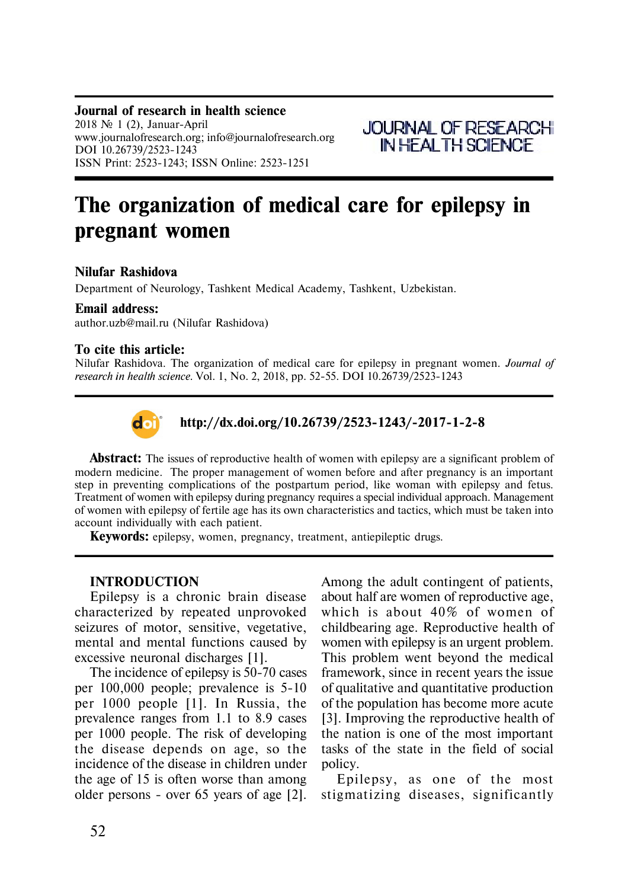**Journal of research in health science**
2018 № 1 (2), Januar-April
www.journalofresearch.org; info@journalofresearch.org
DOI 10.26739/2523-1243
ISSN Print: 2523-1243; ISSN Online: 2523-1251

JOURNAL OF RESEARCH IN HEALTH SCIENCE

# The organization of medical care for epilepsy in pregnant women

**Nilufar Rashidova**

Department of Neurology, Tashkent Medical Academy, Tashkent, Uzbekistan.

**Email address:**
author.uzb@mail.ru (Nilufar Rashidova)

**To cite this article:**
Nilufar Rashidova. The organization of medical care for epilepsy in pregnant women. *Journal of research in health science.* Vol. 1, No. 2, 2018, pp. 52-55. DOI 10.26739/2523-1243

**http://dx.doi.org/10.26739/2523-1243/-2017-1-2-8**

**Abstract:** The issues of reproductive health of women with epilepsy are a significant problem of modern medicine. The proper management of women before and after pregnancy is an important step in preventing complications of the postpartum period, like woman with epilepsy and fetus. Treatment of women with epilepsy during pregnancy requires a special individual approach. Management of women with epilepsy of fertile age has its own characteristics and tactics, which must be taken into account individually with each patient.

**Keywords:** epilepsy, women, pregnancy, treatment, antiepileptic drugs.

## INTRODUCTION

Epilepsy is a chronic brain disease characterized by repeated unprovoked seizures of motor, sensitive, vegetative, mental and mental functions caused by excessive neuronal discharges [1].

The incidence of epilepsy is 50-70 cases per 100,000 people; prevalence is 5-10 per 1000 people [1]. In Russia, the prevalence ranges from 1.1 to 8.9 cases per 1000 people. The risk of developing the disease depends on age, so the incidence of the disease in children under the age of 15 is often worse than among older persons - over 65 years of age [2]. Among the adult contingent of patients, about half are women of reproductive age, which is about 40% of women of childbearing age. Reproductive health of women with epilepsy is an urgent problem. This problem went beyond the medical framework, since in recent years the issue of qualitative and quantitative production of the population has become more acute [3]. Improving the reproductive health of the nation is one of the most important tasks of the state in the field of social policy.

Epilepsy, as one of the most stigmatizing diseases, significantly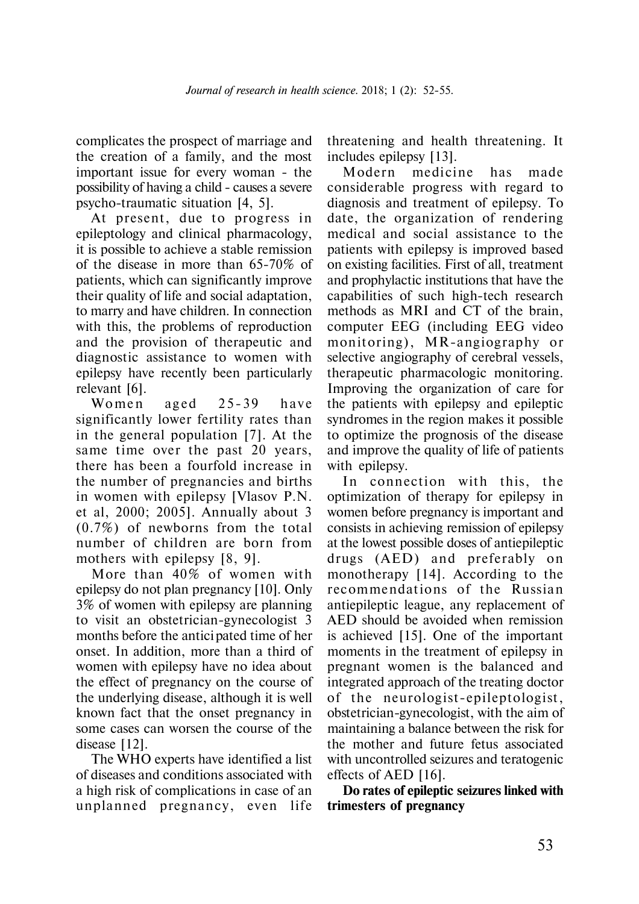complicates the prospect of marriage and the creation of a family, and the most important issue for every woman - the possibility of having a child - causes a severe psycho-traumatic situation [4, 5].

At present, due to progress in epileptology and clinical pharmacology, it is possible to achieve a stable remission of the disease in more than 65-70% of patients, which can significantly improve their quality of life and social adaptation, to marry and have children. In connection with this, the problems of reproduction and the provision of therapeutic and diagnostic assistance to women with epilepsy have recently been particularly relevant [6].

Women aged 25-39 have significantly lower fertility rates than in the general population [7]. At the same time over the past 20 years, there has been a fourfold increase in the number of pregnancies and births in women with epilepsy [Vlasov P.N. et al, 2000; 2005]. Annually about 3 (0.7%) of newborns from the total number of children are born from mothers with epilepsy [8, 9].

More than 40% of women with epilepsy do not plan pregnancy [10]. Only 3% of women with epilepsy are planning to visit an obstetrician-gynecologist 3 months before the anticipated time of her onset. In addition, more than a third of women with epilepsy have no idea about the effect of pregnancy on the course of the underlying disease, although it is well known fact that the onset pregnancy in some cases can worsen the course of the disease [12].

The WHO experts have identified a list of diseases and conditions associated with a high risk of complications in case of an unplanned pregnancy, even life threatening and health threatening. It includes epilepsy [13].

Modern medicine has made considerable progress with regard to diagnosis and treatment of epilepsy. To date, the organization of rendering medical and social assistance to the patients with epilepsy is improved based on existing facilities. First of all, treatment and prophylactic institutions that have the capabilities of such high-tech research methods as MRI and CT of the brain, computer EEG (including EEG video monitoring), MR-angiography or selective angiography of cerebral vessels, therapeutic pharmacologic monitoring. Improving the organization of care for the patients with epilepsy and epileptic syndromes in the region makes it possible to optimize the prognosis of the disease and improve the quality of life of patients with epilepsy.

In connection with this, the optimization of therapy for epilepsy in women before pregnancy is important and consists in achieving remission of epilepsy at the lowest possible doses of antiepileptic drugs (AED) and preferably on monotherapy [14]. According to the recommendations of the Russian antiepileptic league, any replacement of AED should be avoided when remission is achieved [15]. One of the important moments in the treatment of epilepsy in pregnant women is the balanced and integrated approach of the treating doctor of the neurologist-epileptologist, obstetrician-gynecologist, with the aim of maintaining a balance between the risk for the mother and future fetus associated with uncontrolled seizures and teratogenic effects of AED [16].

**Do rates of epileptic seizures linked with trimesters of pregnancy**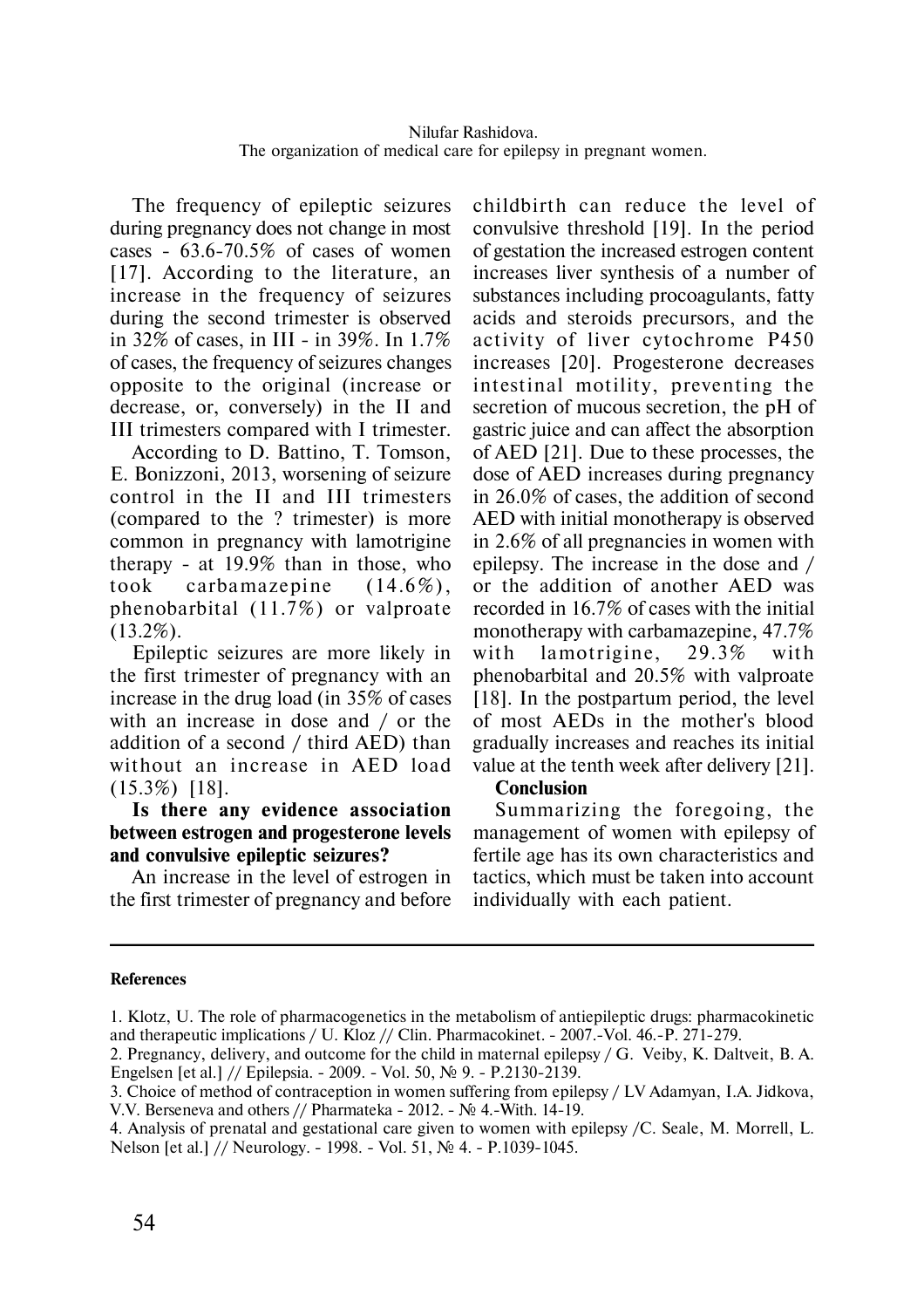The frequency of epileptic seizures during pregnancy does not change in most cases - 63.6-70.5% of cases of women [17]. According to the literature, an increase in the frequency of seizures during the second trimester is observed in 32% of cases, in III - in 39%. In 1.7% of cases, the frequency of seizures changes opposite to the original (increase or decrease, or, conversely) in the II and III trimesters compared with I trimester.

According to D. Battino, T. Tomson, E. Bonizzoni, 2013, worsening of seizure control in the II and III trimesters (compared to the ? trimester) is more common in pregnancy with lamotrigine therapy - at 19.9% than in those, who took carbamazepine (14.6%), phenobarbital (11.7%) or valproate (13.2%).

Epileptic seizures are more likely in the first trimester of pregnancy with an increase in the drug load (in 35% of cases with an increase in dose and / or the addition of a second / third AED) than without an increase in AED load (15.3%) [18].

**Is there any evidence association between estrogen and progesterone levels and convulsive epileptic seizures?**

An increase in the level of estrogen in the first trimester of pregnancy and before childbirth can reduce the level of convulsive threshold [19]. In the period of gestation the increased estrogen content increases liver synthesis of a number of substances including procoagulants, fatty acids and steroids precursors, and the activity of liver cytochrome P450 increases [20]. Progesterone decreases intestinal motility, preventing the secretion of mucous secretion, the pH of gastric juice and can affect the absorption of AED [21]. Due to these processes, the dose of AED increases during pregnancy in 26.0% of cases, the addition of second AED with initial monotherapy is observed in 2.6% of all pregnancies in women with epilepsy. The increase in the dose and / or the addition of another AED was recorded in 16.7% of cases with the initial monotherapy with carbamazepine, 47.7% with lamotrigine, 29.3% with phenobarbital and 20.5% with valproate [18]. In the postpartum period, the level of most AEDs in the mother's blood gradually increases and reaches its initial value at the tenth week after delivery [21].

**Conclusion**

Summarizing the foregoing, the management of women with epilepsy of fertile age has its own characteristics and tactics, which must be taken into account individually with each patient.

**References**

1. Klotz, U. The role of pharmacogenetics in the metabolism of antiepileptic drugs: pharmacokinetic and therapeutic implications / U. Kloz // Clin. Pharmacokinet. - 2007.-Vol. 46.-P. 271-279.
2. Pregnancy, delivery, and outcome for the child in maternal epilepsy / G. Veiby, K. Daltveit, B. A. Engelsen [et al.] // Epilepsia. - 2009. - Vol. 50, № 9. - P.2130-2139.
3. Choice of method of contraception in women suffering from epilepsy / LV Adamyan, I.A. Jidkova, V.V. Berseneva and others // Pharmateka - 2012. - № 4.-With. 14-19.
4. Analysis of prenatal and gestational care given to women with epilepsy /C. Seale, M. Morrell, L. Nelson [et al.] // Neurology. - 1998. - Vol. 51, № 4. - P.1039-1045.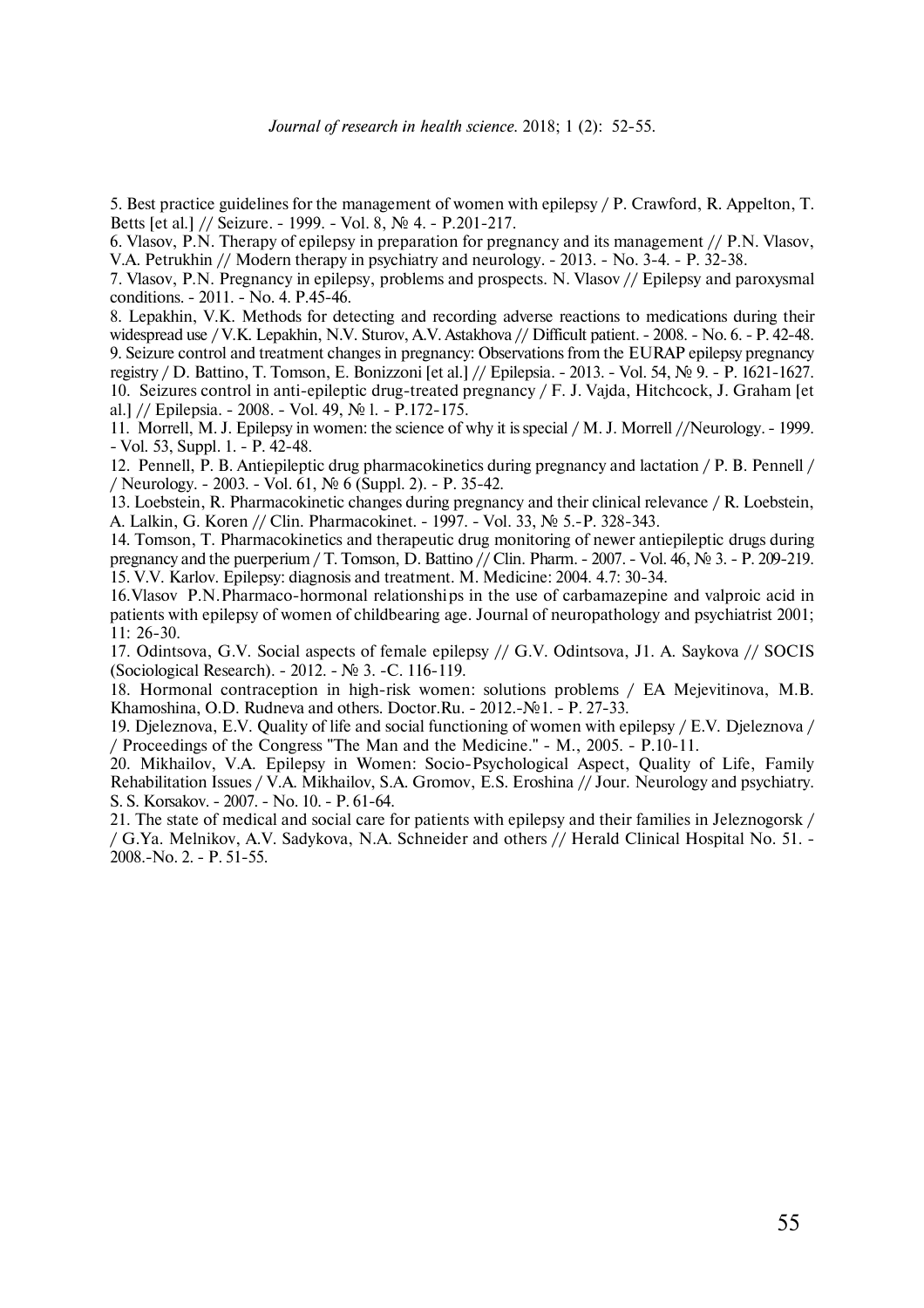5. Best practice guidelines for the management of women with epilepsy / P. Crawford, R. Appelton, T. Betts [et al.] // Seizure. - 1999. - Vol. 8, № 4. - P.201-217.

6. Vlasov, P.N. Therapy of epilepsy in preparation for pregnancy and its management // P.N. Vlasov, V.A. Petrukhin // Modern therapy in psychiatry and neurology. - 2013. - No. 3-4. - P. 32-38.

7. Vlasov, P.N. Pregnancy in epilepsy, problems and prospects. N. Vlasov // Epilepsy and paroxysmal conditions. - 2011. - No. 4. P.45-46.

8. Lepakhin, V.K. Methods for detecting and recording adverse reactions to medications during their widespread use / V.K. Lepakhin, N.V. Sturov, A.V. Astakhova // Difficult patient. - 2008. - No. 6. - P. 42-48.

9. Seizure control and treatment changes in pregnancy: Observations from the EURAP epilepsy pregnancy registry / D. Battino, T. Tomson, E. Bonizzoni [et al.] // Epilepsia. - 2013. - Vol. 54, № 9. - P. 1621-1627.

10. Seizures control in anti-epileptic drug-treated pregnancy / F. J. Vajda, Hitchcock, J. Graham [et al.] // Epilepsia. - 2008. - Vol. 49, № l. - P.172-175.

11. Morrell, M. J. Epilepsy in women: the science of why it is special / M. J. Morrell //Neurology. - 1999. - Vol. 53, Suppl. 1. - P. 42-48.

12. Pennell, P. B. Antiepileptic drug pharmacokinetics during pregnancy and lactation / P. B. Pennell / / Neurology. - 2003. - Vol. 61, № 6 (Suppl. 2). - P. 35-42.

13. Loebstein, R. Pharmacokinetic changes during pregnancy and their clinical relevance / R. Loebstein, A. Lalkin, G. Koren // Clin. Pharmacokinet. - 1997. - Vol. 33, № 5.-P. 328-343.

14. Tomson, T. Pharmacokinetics and therapeutic drug monitoring of newer antiepileptic drugs during pregnancy and the puerperium / T. Tomson, D. Battino // Clin. Pharm. - 2007. - Vol. 46, № 3. - P. 209-219.

15. V.V. Karlov. Epilepsy: diagnosis and treatment. M. Medicine: 2004. 4.7: 30-34.

16. Vlasov P.N. Pharmaco-hormonal relationships in the use of carbamazepine and valproic acid in patients with epilepsy of women of childbearing age. Journal of neuropathology and psychiatrist 2001; 11: 26-30.

17. Odintsova, G.V. Social aspects of female epilepsy // G.V. Odintsova, J1. A. Saykova // SOCIS (Sociological Research). - 2012. - № 3. -C. 116-119.

18. Hormonal contraception in high-risk women: solutions problems / EA Mejevitinova, M.B. Khamoshina, O.D. Rudneva and others. Doctor.Ru. - 2012.-№1. - P. 27-33.

19. Djeleznova, E.V. Quality of life and social functioning of women with epilepsy / E.V. Djeleznova / / Proceedings of the Congress "The Man and the Medicine." - M., 2005. - P.10-11.

20. Mikhailov, V.A. Epilepsy in Women: Socio-Psychological Aspect, Quality of Life, Family Rehabilitation Issues / V.A. Mikhailov, S.A. Gromov, E.S. Eroshina // Jour. Neurology and psychiatry. S. S. Korsakov. - 2007. - No. 10. - P. 61-64.

21. The state of medical and social care for patients with epilepsy and their families in Jeleznogorsk / / G.Ya. Melnikov, A.V. Sadykova, N.A. Schneider and others // Herald Clinical Hospital No. 51. - 2008.-No. 2. - P. 51-55.